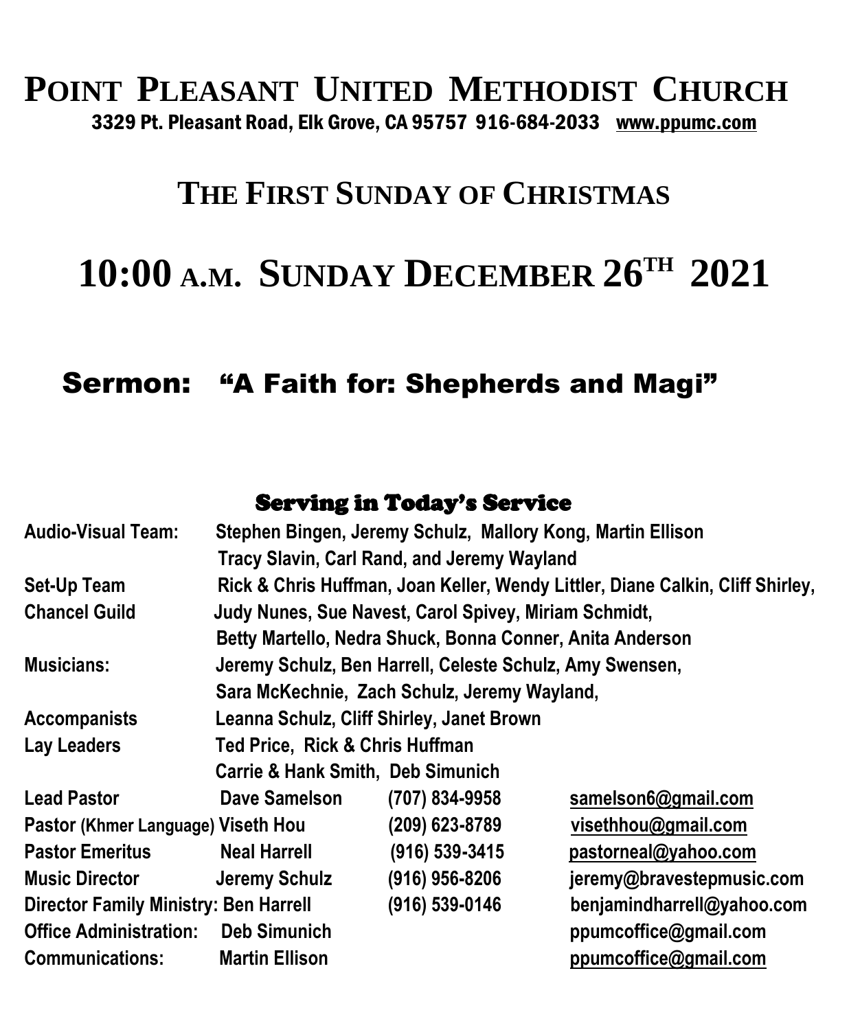# Point Pleasant United Methodist Church

3329 Pt. Pleasant Road, Elk Grove, CA 95757 916-684-2033 www.ppumc.com

## The First Sunday of Christmas

## 10:00 A.M. Sunday December 26th 2021

### Sermon: "A Faith for: Shepherds and Magi"

### Serving in Today's Service

**Audio-Visual Team:** Stephen Bingen, Jeremy Schulz, Mallory Kong, Martin Ellison Tracy Slavin, Carl Rand, and Jeremy Wayland

**Set-Up Team** Rick & Chris Huffman, Joan Keller, Wendy Littler, Diane Calkin, Cliff Shirley,

**Chancel Guild** Judy Nunes, Sue Navest, Carol Spivey, Miriam Schmidt, Betty Martello, Nedra Shuck, Bonna Conner, Anita Anderson

**Musicians:** Jeremy Schulz, Ben Harrell, Celeste Schulz, Amy Swensen, Sara McKechnie, Zach Schulz, Jeremy Wayland,

**Accompanists** Leanna Schulz, Cliff Shirley, Janet Brown

**Lay Leaders** Ted Price, Rick & Chris Huffman Carrie & Hank Smith, Deb Simunich

| | | | |
|---|---|---|---|
| **Lead Pastor** | Dave Samelson | (707) 834-9958 | samelson6@gmail.com |
| **Pastor (Khmer Language)** | Viseth Hou | (209) 623-8789 | visethhou@gmail.com |
| **Pastor Emeritus** | Neal Harrell | (916) 539-3415 | pastorneal@yahoo.com |
| **Music Director** | Jeremy Schulz | (916) 956-8206 | jeremy@bravestepmusic.com |
| **Director Family Ministry:** | Ben Harrell | (916) 539-0146 | benjamindharrell@yahoo.com |
| **Office Administration:** | Deb Simunich | | ppumcoffice@gmail.com |
| **Communications:** | Martin Ellison | | ppumcoffice@gmail.com |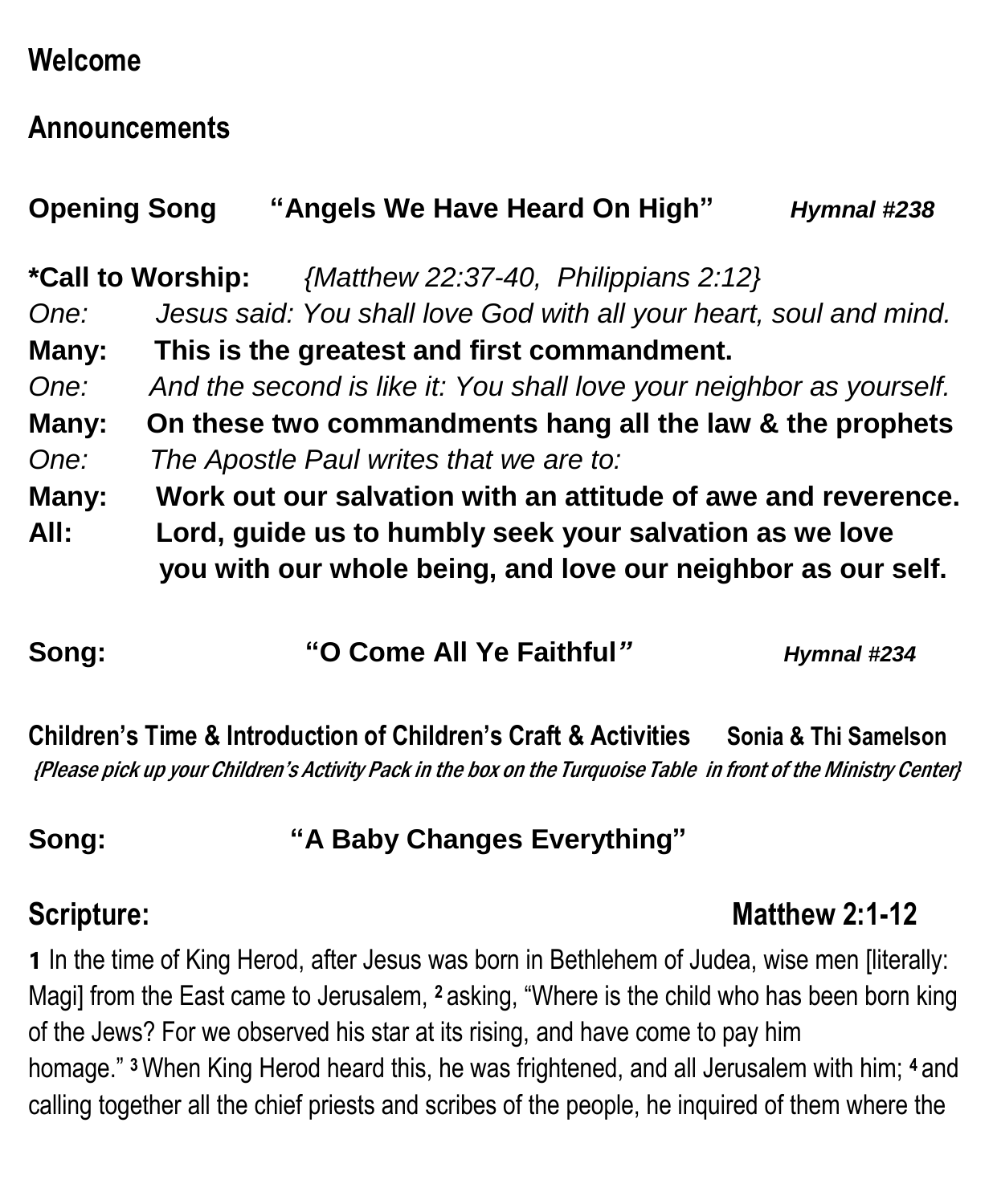**Welcome**

**Announcements**

**Opening Song "Angels We Have Heard On High"** ***Hymnal #238***

**\*Call to Worship:** *{Matthew 22:37-40, Philippians 2:12}*

*One: Jesus said: You shall love God with all your heart, soul and mind.*

**Many: This is the greatest and first commandment.**

*One: And the second is like it: You shall love your neighbor as yourself.*

**Many: On these two commandments hang all the law & the prophets**

*One: The Apostle Paul writes that we are to:*

**Many: Work out our salvation with an attitude of awe and reverence.**

**All: Lord, guide us to humbly seek your salvation as we love you with our whole being, and love our neighbor as our self.**

**Song: "O Come All Ye Faithful"** ***Hymnal #234***

**Children's Time & Introduction of Children's Craft & Activities Sonia & Thi Samelson**

*{Please pick up your Children's Activity Pack in the box on the Turquoise Table in front of the Ministry Center}*

**Song: "A Baby Changes Everything"**

**Scripture: Matthew 2:1-12**

**1** In the time of King Herod, after Jesus was born in Bethlehem of Judea, wise men [literally: Magi] from the East came to Jerusalem, **2** asking, "Where is the child who has been born king of the Jews? For we observed his star at its rising, and have come to pay him homage." **3** When King Herod heard this, he was frightened, and all Jerusalem with him; **4** and calling together all the chief priests and scribes of the people, he inquired of them where the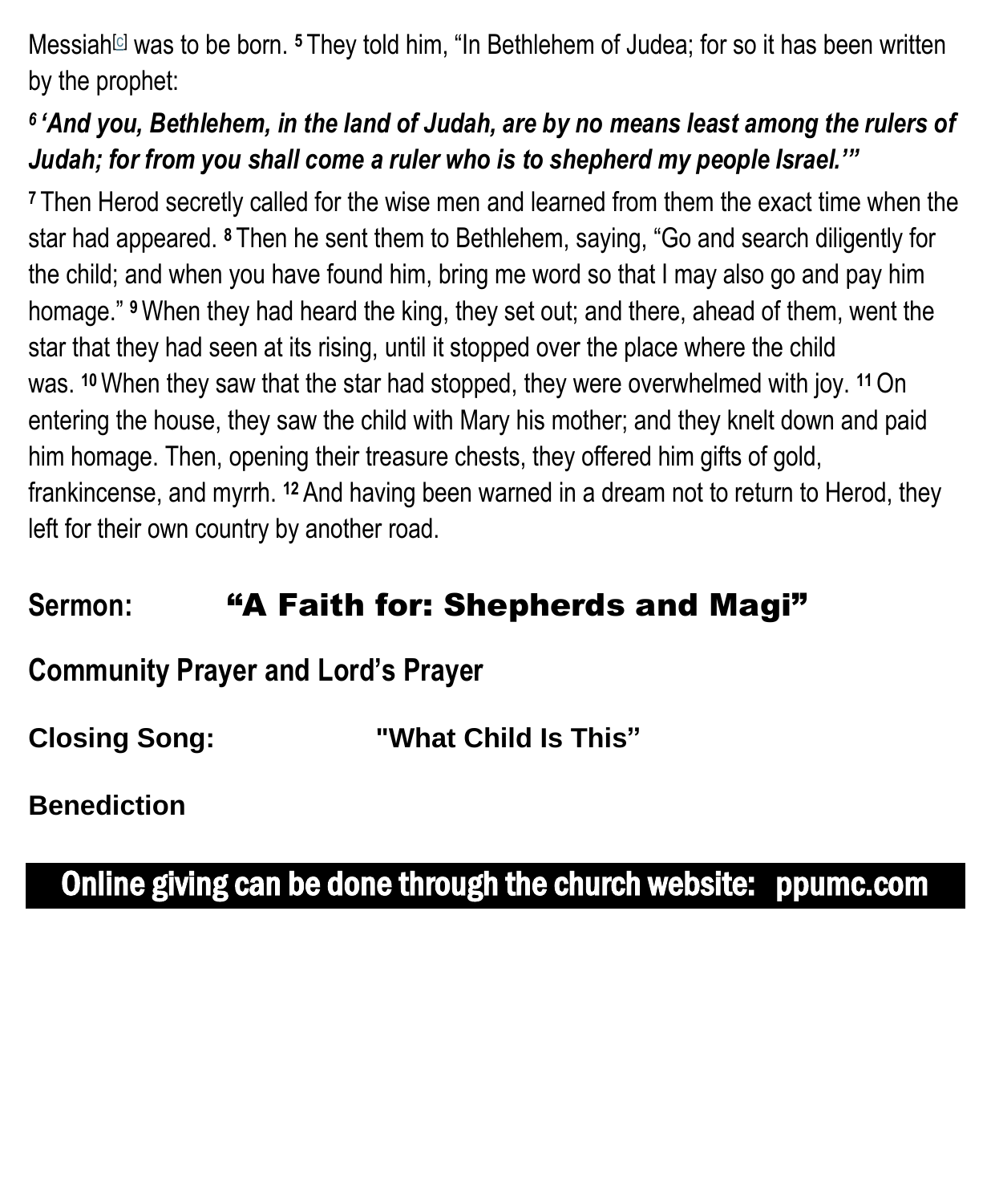Messiah[c] was to be born. [5] They told him, “In Bethlehem of Judea; for so it has been written by the prophet:

***[6] ‘And you, Bethlehem, in the land of Judah, are by no means least among the rulers of Judah; for from you shall come a ruler who is to shepherd my people Israel.’”***

[7] Then Herod secretly called for the wise men and learned from them the exact time when the star had appeared. [8] Then he sent them to Bethlehem, saying, “Go and search diligently for the child; and when you have found him, bring me word so that I may also go and pay him homage.” [9] When they had heard the king, they set out; and there, ahead of them, went the star that they had seen at its rising, until it stopped over the place where the child was. [10] When they saw that the star had stopped, they were overwhelmed with joy. [11] On entering the house, they saw the child with Mary his mother; and they knelt down and paid him homage. Then, opening their treasure chests, they offered him gifts of gold, frankincense, and myrrh. [12] And having been warned in a dream not to return to Herod, they left for their own country by another road.

**Sermon:** **“A Faith for: Shepherds and Magi”**

**Community Prayer and Lord’s Prayer**

**Closing Song:** **"What Child Is This”**

**Benediction**

**Online giving can be done through the church website: ppumc.com**